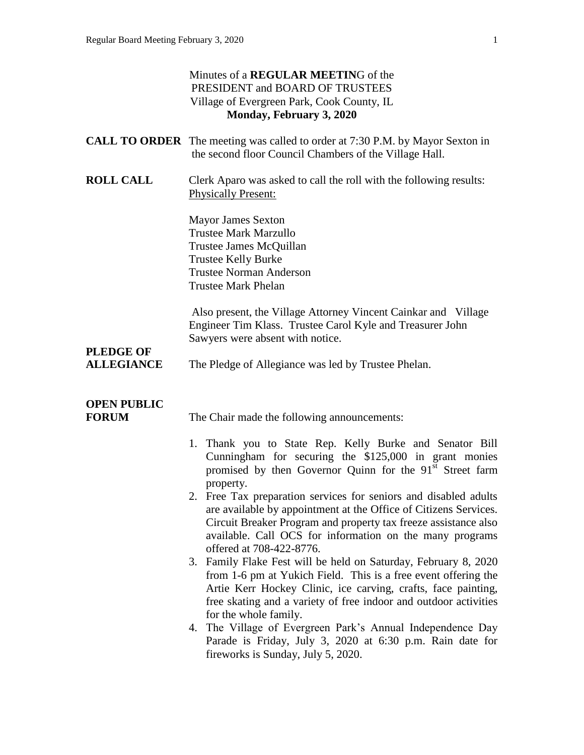Minutes of a **REGULAR MEETIN**G of the
PRESIDENT and BOARD OF TRUSTEES
Village of Evergreen Park, Cook County, IL
**Monday, February 3, 2020**

**CALL TO ORDER** The meeting was called to order at 7:30 P.M. by Mayor Sexton in the second floor Council Chambers of the Village Hall.

**ROLL CALL** Clerk Aparo was asked to call the roll with the following results:
Physically Present:

Mayor James Sexton
Trustee Mark Marzullo
Trustee James McQuillan
Trustee Kelly Burke
Trustee Norman Anderson
Trustee Mark Phelan

Also present, the Village Attorney Vincent Cainkar and Village Engineer Tim Klass. Trustee Carol Kyle and Treasurer John Sawyers were absent with notice.

**PLEDGE OF ALLEGIANCE** The Pledge of Allegiance was led by Trustee Phelan.

**OPEN PUBLIC FORUM** The Chair made the following announcements:

1. Thank you to State Rep. Kelly Burke and Senator Bill Cunningham for securing the $125,000 in grant monies promised by then Governor Quinn for the 91st Street farm property.
2. Free Tax preparation services for seniors and disabled adults are available by appointment at the Office of Citizens Services. Circuit Breaker Program and property tax freeze assistance also available. Call OCS for information on the many programs offered at 708-422-8776.
3. Family Flake Fest will be held on Saturday, February 8, 2020 from 1-6 pm at Yukich Field. This is a free event offering the Artie Kerr Hockey Clinic, ice carving, crafts, face painting, free skating and a variety of free indoor and outdoor activities for the whole family.
4. The Village of Evergreen Park's Annual Independence Day Parade is Friday, July 3, 2020 at 6:30 p.m. Rain date for fireworks is Sunday, July 5, 2020.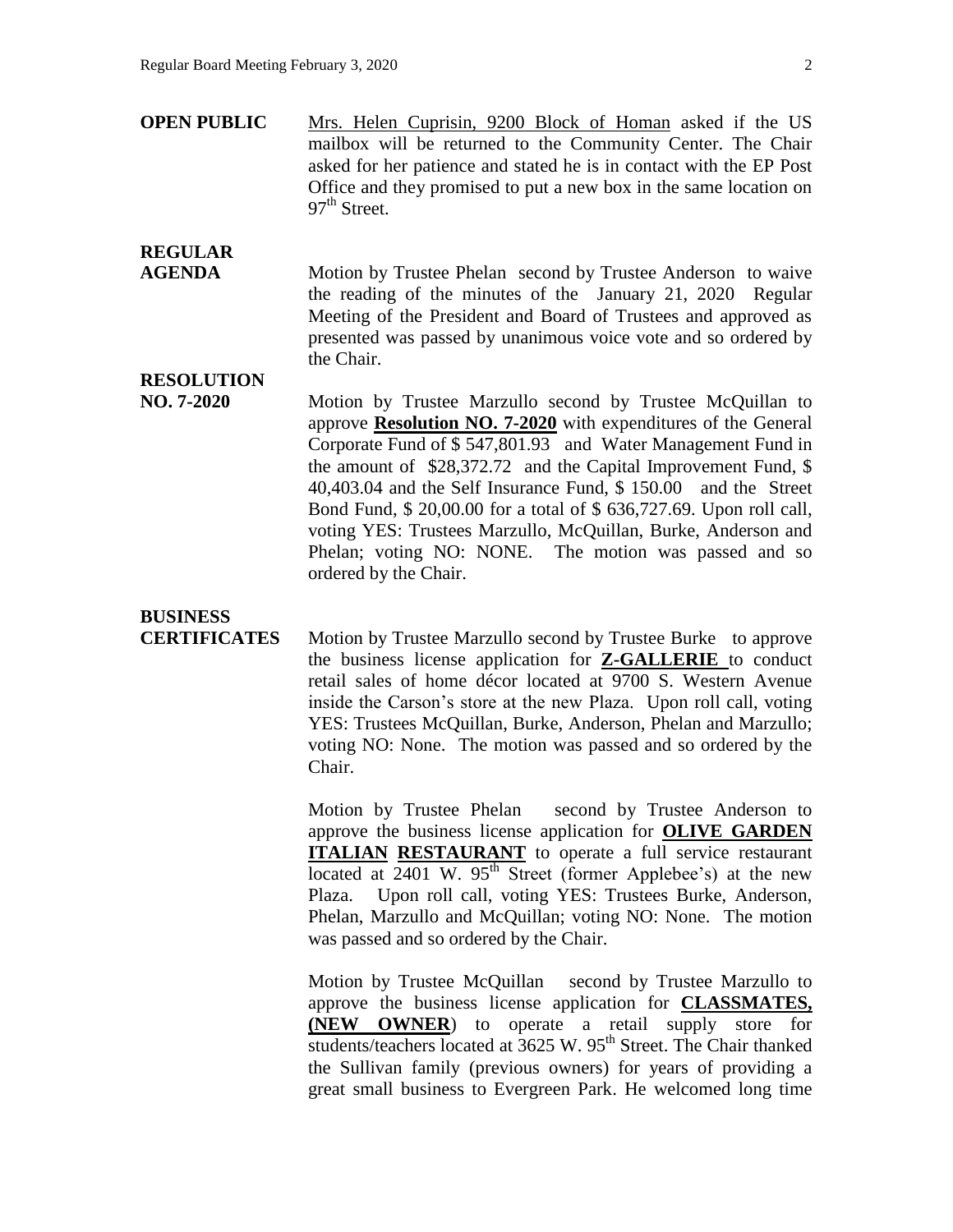**OPEN PUBLIC** Mrs. Helen Cuprisin, 9200 Block of Homan asked if the US mailbox will be returned to the Community Center. The Chair asked for her patience and stated he is in contact with the EP Post Office and they promised to put a new box in the same location on 97th Street.

**REGULAR AGENDA** Motion by Trustee Phelan second by Trustee Anderson to waive the reading of the minutes of the January 21, 2020 Regular Meeting of the President and Board of Trustees and approved as presented was passed by unanimous voice vote and so ordered by the Chair.

**RESOLUTION NO. 7-2020** Motion by Trustee Marzullo second by Trustee McQuillan to approve **Resolution NO. 7-2020** with expenditures of the General Corporate Fund of $ 547,801.93 and Water Management Fund in the amount of $28,372.72 and the Capital Improvement Fund, $ 40,403.04 and the Self Insurance Fund, $ 150.00 and the Street Bond Fund, $ 20,00.00 for a total of $ 636,727.69. Upon roll call, voting YES: Trustees Marzullo, McQuillan, Burke, Anderson and Phelan; voting NO: NONE. The motion was passed and so ordered by the Chair.

**BUSINESS CERTIFICATES** Motion by Trustee Marzullo second by Trustee Burke to approve the business license application for **Z-GALLERIE** to conduct retail sales of home décor located at 9700 S. Western Avenue inside the Carson's store at the new Plaza. Upon roll call, voting YES: Trustees McQuillan, Burke, Anderson, Phelan and Marzullo; voting NO: None. The motion was passed and so ordered by the Chair.

Motion by Trustee Phelan second by Trustee Anderson to approve the business license application for **OLIVE GARDEN ITALIAN RESTAURANT** to operate a full service restaurant located at 2401 W. 95th Street (former Applebee's) at the new Plaza. Upon roll call, voting YES: Trustees Burke, Anderson, Phelan, Marzullo and McQuillan; voting NO: None. The motion was passed and so ordered by the Chair.

Motion by Trustee McQuillan second by Trustee Marzullo to approve the business license application for **CLASSMATES, (NEW OWNER**) to operate a retail supply store for students/teachers located at 3625 W. 95th Street. The Chair thanked the Sullivan family (previous owners) for years of providing a great small business to Evergreen Park. He welcomed long time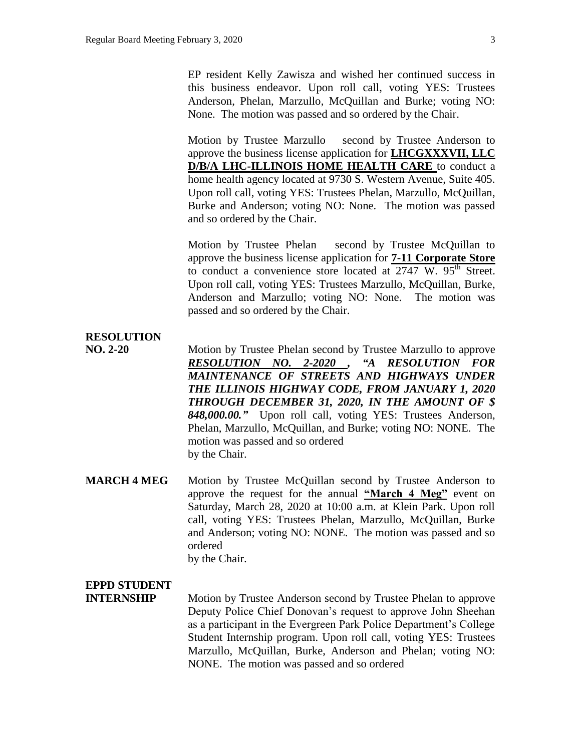EP resident Kelly Zawisza and wished her continued success in this business endeavor. Upon roll call, voting YES: Trustees Anderson, Phelan, Marzullo, McQuillan and Burke; voting NO: None. The motion was passed and so ordered by the Chair.

Motion by Trustee Marzullo second by Trustee Anderson to approve the business license application for **LHCGXXXVII, LLC D/B/A LHC-ILLINOIS HOME HEALTH CARE** to conduct a home health agency located at 9730 S. Western Avenue, Suite 405. Upon roll call, voting YES: Trustees Phelan, Marzullo, McQuillan, Burke and Anderson; voting NO: None. The motion was passed and so ordered by the Chair.

Motion by Trustee Phelan second by Trustee McQuillan to approve the business license application for **7-11 Corporate Store** to conduct a convenience store located at 2747 W. 95th Street. Upon roll call, voting YES: Trustees Marzullo, McQuillan, Burke, Anderson and Marzullo; voting NO: None. The motion was passed and so ordered by the Chair.

**RESOLUTION NO. 2-20**

Motion by Trustee Phelan second by Trustee Marzullo to approve ***RESOLUTION NO. 2-2020 , "A RESOLUTION FOR MAINTENANCE OF STREETS AND HIGHWAYS UNDER THE ILLINOIS HIGHWAY CODE, FROM JANUARY 1, 2020 THROUGH DECEMBER 31, 2020, IN THE AMOUNT OF $ 848,000.00."*** Upon roll call, voting YES: Trustees Anderson, Phelan, Marzullo, McQuillan, and Burke; voting NO: NONE. The motion was passed and so ordered by the Chair.

**MARCH 4 MEG**

Motion by Trustee McQuillan second by Trustee Anderson to approve the request for the annual **"March 4 Meg"** event on Saturday, March 28, 2020 at 10:00 a.m. at Klein Park. Upon roll call, voting YES: Trustees Phelan, Marzullo, McQuillan, Burke and Anderson; voting NO: NONE. The motion was passed and so ordered by the Chair.

**EPPD STUDENT INTERNSHIP**

Motion by Trustee Anderson second by Trustee Phelan to approve Deputy Police Chief Donovan's request to approve John Sheehan as a participant in the Evergreen Park Police Department's College Student Internship program. Upon roll call, voting YES: Trustees Marzullo, McQuillan, Burke, Anderson and Phelan; voting NO: NONE. The motion was passed and so ordered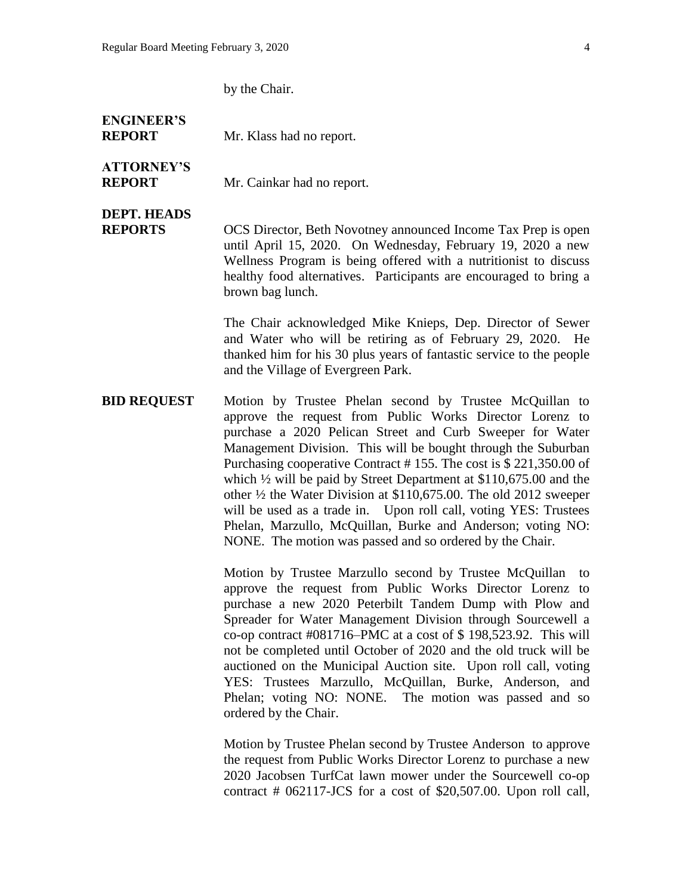by the Chair.

**ENGINEER'S REPORT** Mr. Klass had no report.

**ATTORNEY'S REPORT** Mr. Cainkar had no report.

**DEPT. HEADS REPORTS** OCS Director, Beth Novotney announced Income Tax Prep is open until April 15, 2020. On Wednesday, February 19, 2020 a new Wellness Program is being offered with a nutritionist to discuss healthy food alternatives. Participants are encouraged to bring a brown bag lunch.

The Chair acknowledged Mike Knieps, Dep. Director of Sewer and Water who will be retiring as of February 29, 2020. He thanked him for his 30 plus years of fantastic service to the people and the Village of Evergreen Park.

**BID REQUEST** Motion by Trustee Phelan second by Trustee McQuillan to approve the request from Public Works Director Lorenz to purchase a 2020 Pelican Street and Curb Sweeper for Water Management Division. This will be bought through the Suburban Purchasing cooperative Contract # 155. The cost is $ 221,350.00 of which ½ will be paid by Street Department at $110,675.00 and the other ½ the Water Division at $110,675.00. The old 2012 sweeper will be used as a trade in. Upon roll call, voting YES: Trustees Phelan, Marzullo, McQuillan, Burke and Anderson; voting NO: NONE. The motion was passed and so ordered by the Chair.

Motion by Trustee Marzullo second by Trustee McQuillan to approve the request from Public Works Director Lorenz to purchase a new 2020 Peterbilt Tandem Dump with Plow and Spreader for Water Management Division through Sourcewell a co-op contract #081716–PMC at a cost of $ 198,523.92. This will not be completed until October of 2020 and the old truck will be auctioned on the Municipal Auction site. Upon roll call, voting YES: Trustees Marzullo, McQuillan, Burke, Anderson, and Phelan; voting NO: NONE. The motion was passed and so ordered by the Chair.

Motion by Trustee Phelan second by Trustee Anderson to approve the request from Public Works Director Lorenz to purchase a new 2020 Jacobsen TurfCat lawn mower under the Sourcewell co-op contract # 062117-JCS for a cost of $20,507.00. Upon roll call,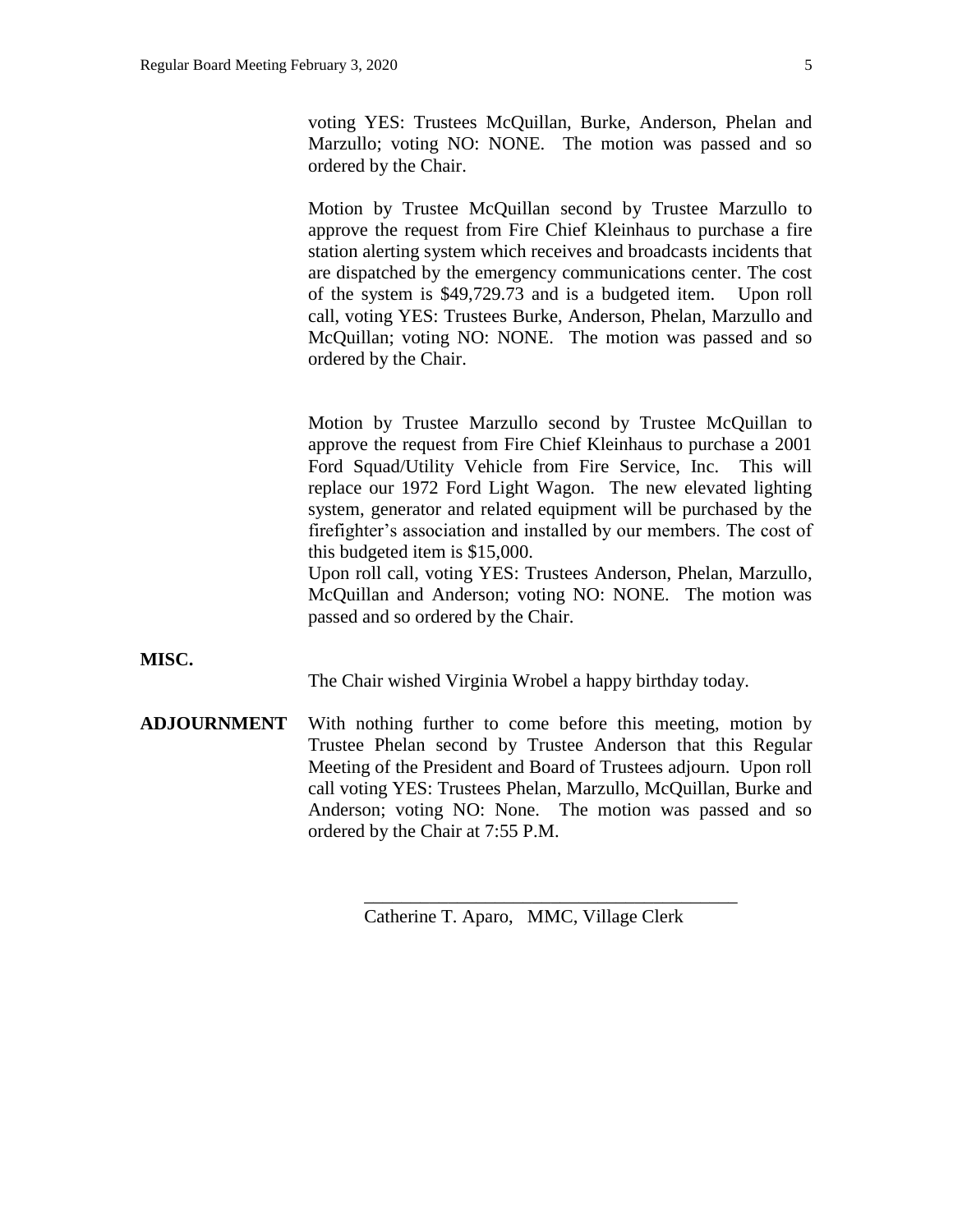voting YES: Trustees McQuillan, Burke, Anderson, Phelan and Marzullo; voting NO: NONE. The motion was passed and so ordered by the Chair.

Motion by Trustee McQuillan second by Trustee Marzullo to approve the request from Fire Chief Kleinhaus to purchase a fire station alerting system which receives and broadcasts incidents that are dispatched by the emergency communications center. The cost of the system is $49,729.73 and is a budgeted item. Upon roll call, voting YES: Trustees Burke, Anderson, Phelan, Marzullo and McQuillan; voting NO: NONE. The motion was passed and so ordered by the Chair.

Motion by Trustee Marzullo second by Trustee McQuillan to approve the request from Fire Chief Kleinhaus to purchase a 2001 Ford Squad/Utility Vehicle from Fire Service, Inc. This will replace our 1972 Ford Light Wagon. The new elevated lighting system, generator and related equipment will be purchased by the firefighter's association and installed by our members. The cost of this budgeted item is $15,000.
Upon roll call, voting YES: Trustees Anderson, Phelan, Marzullo, McQuillan and Anderson; voting NO: NONE. The motion was passed and so ordered by the Chair.

**MISC.**

The Chair wished Virginia Wrobel a happy birthday today.

**ADJOURNMENT** With nothing further to come before this meeting, motion by Trustee Phelan second by Trustee Anderson that this Regular Meeting of the President and Board of Trustees adjourn. Upon roll call voting YES: Trustees Phelan, Marzullo, McQuillan, Burke and Anderson; voting NO: None. The motion was passed and so ordered by the Chair at 7:55 P.M.

\_\_\_\_\_\_\_\_\_\_\_\_\_\_\_\_\_\_\_\_\_\_\_\_\_\_\_\_\_\_\_\_\_\_\_\_\_\_\_\_

Catherine T. Aparo, MMC, Village Clerk